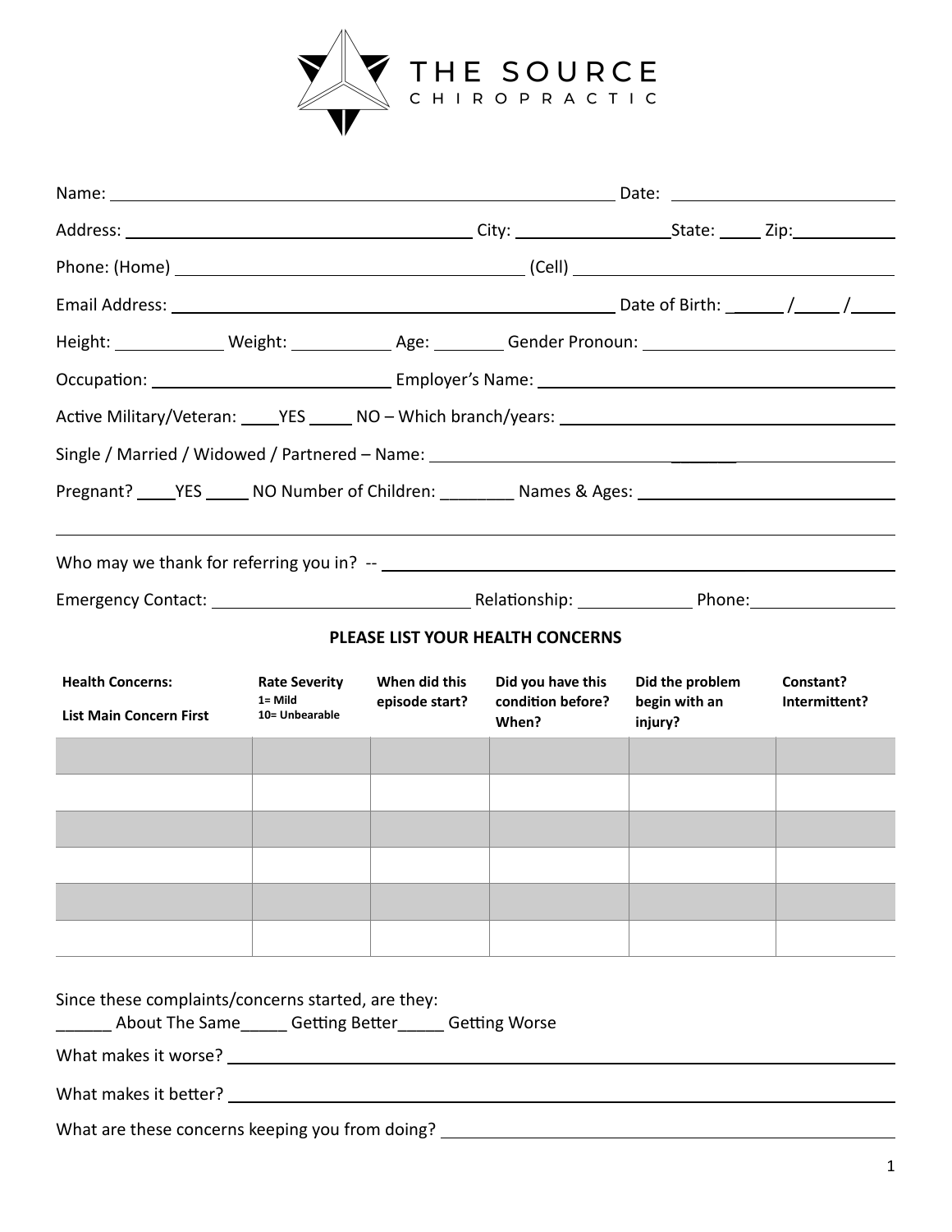# THE SOURCE CHIROPRACTIC

Name: _______________________________________________ Date: ____________________

Address: ________________________________ City: ______________State: _____ Zip:__________

Phone: (Home) ______________________________ (Cell) ___________________________________

Email Address: ______________________________________ Date of Birth: ______ /_____ /_____

Height: __________ Weight: __________ Age: _______ Gender Pronoun: ______________________

Occupation: ______________________ Employer's Name: ________________________________

Active Military/Veteran: ____YES _____ NO – Which branch/years: ____________________________

Single / Married / Widowed / Partnered – Name: ___________________________________________

Pregnant? ____YES _____ NO Number of Children: ________ Names & Ages: ______________________

_______________________________________________________________________________

Who may we thank for referring you in? -- ________________________________________________

Emergency Contact: ________________________ Relationship: ___________ Phone:______________

**PLEASE LIST YOUR HEALTH CONCERNS**

| **Health Concerns:** **List Main Concern First** | **Rate Severity** 1= Mild 10= Unbearable | **When did this episode start?** | **Did you have this condition before? When?** | **Did the problem begin with an injury?** | **Constant? Intermittent?** |
|---|---|---|---|---|---|
| | | | | | |
| | | | | | |
| | | | | | |
| | | | | | |
| | | | | | |
| | | | | | |

Since these complaints/concerns started, are they:
______ About The Same_____ Getting Better_____ Getting Worse

What makes it worse? ____________________________________________________________

What makes it better? ____________________________________________________________

What are these concerns keeping you from doing? _____________________________________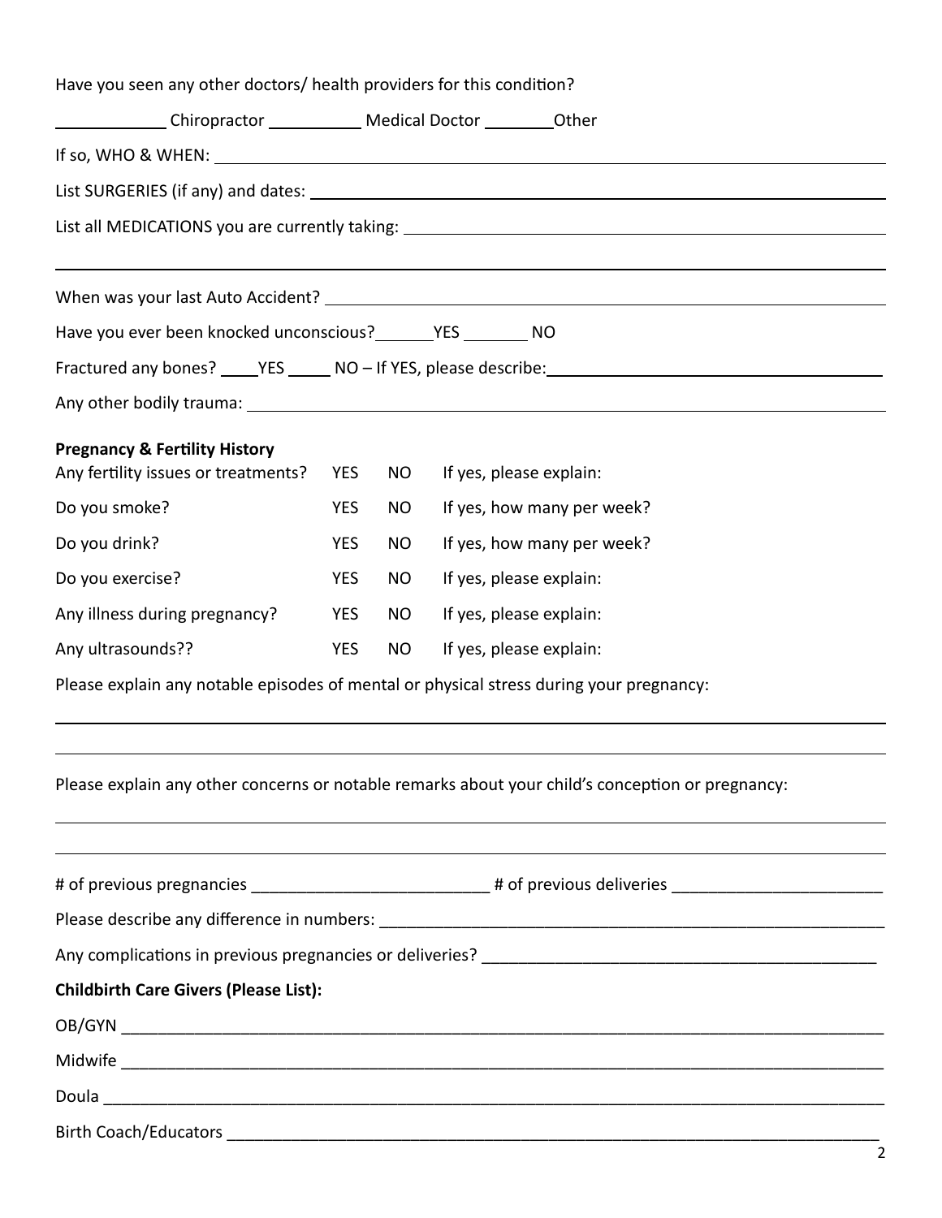Have you seen any other doctors/ health providers for this condition?

____________ Chiropractor __________ Medical Doctor ________ Other

If so, WHO & WHEN: ______________________________________________

List SURGERIES (if any) and dates: ______________________________________________

List all MEDICATIONS you are currently taking: ______________________________________________

______________________________________________________________

When was your last Auto Accident? ______________________________________________

Have you ever been knocked unconscious? ______ YES _______ NO

Fractured any bones? ____ YES _____ NO – If YES, please describe: ______________________________

Any other bodily trauma: ______________________________________________

**Pregnancy & Fertility History**

| | | | |
|---|---|---|---|
| Any fertility issues or treatments? | YES | NO | If yes, please explain: |
| Do you smoke? | YES | NO | If yes, how many per week? |
| Do you drink? | YES | NO | If yes, how many per week? |
| Do you exercise? | YES | NO | If yes, please explain: |
| Any illness during pregnancy? | YES | NO | If yes, please explain: |
| Any ultrasounds?? | YES | NO | If yes, please explain: |

Please explain any notable episodes of mental or physical stress during your pregnancy:

______________________________________________________________

______________________________________________________________

Please explain any other concerns or notable remarks about your child's conception or pregnancy:

______________________________________________________________

______________________________________________________________

# of previous pregnancies __________________________ # of previous deliveries _______________________

Please describe any difference in numbers: ______________________________________________

Any complications in previous pregnancies or deliveries? ______________________________________________

**Childbirth Care Givers (Please List):**

OB/GYN ______________________________________________________________

Midwife ______________________________________________________________

Doula ______________________________________________________________

Birth Coach/Educators ______________________________________________________________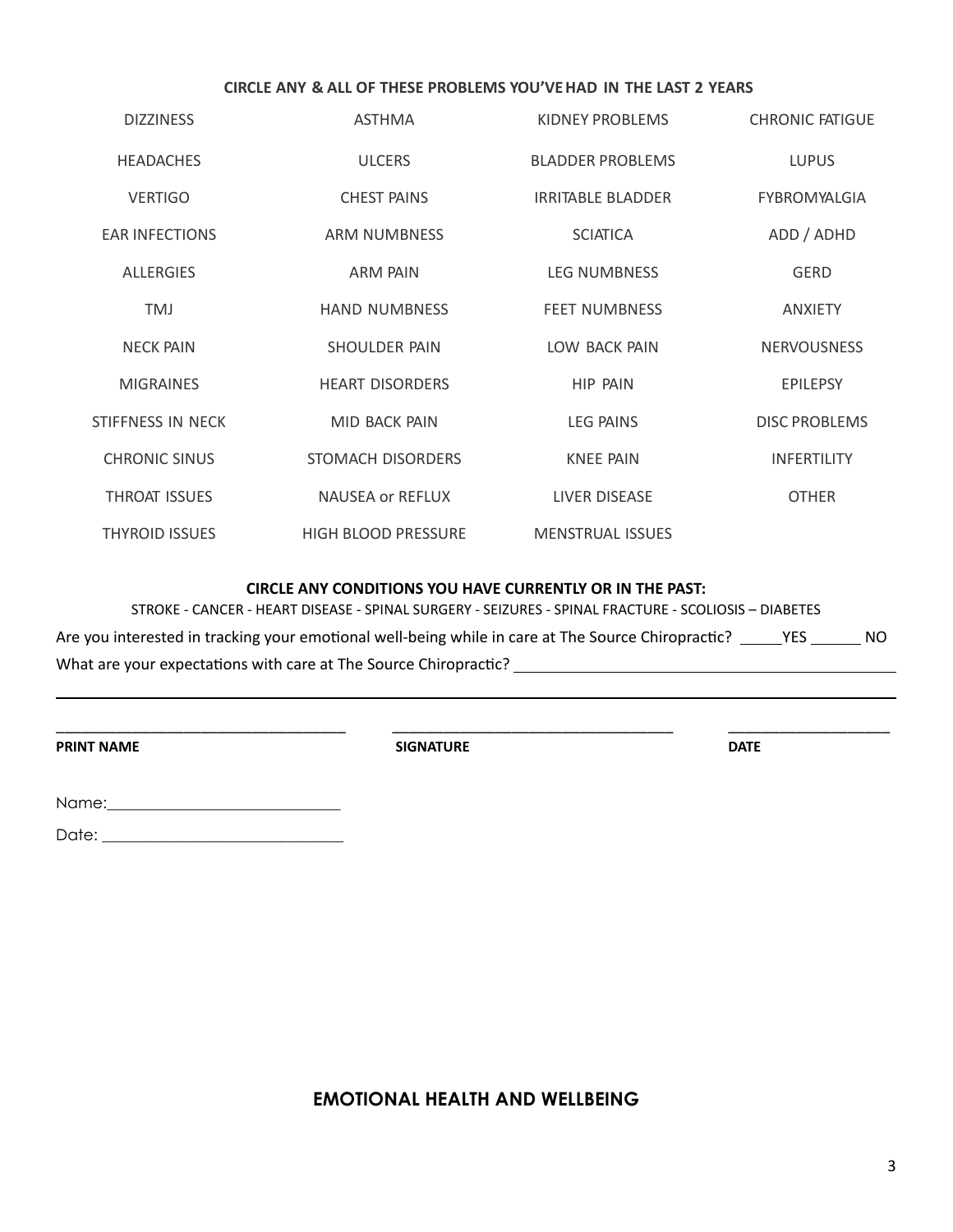**CIRCLE ANY & ALL OF THESE PROBLEMS YOU'VE HAD IN THE LAST 2 YEARS**

| | | | |
|---|---|---|---|
| DIZZINESS | ASTHMA | KIDNEY PROBLEMS | CHRONIC FATIGUE |
| HEADACHES | ULCERS | BLADDER PROBLEMS | LUPUS |
| VERTIGO | CHEST PAINS | IRRITABLE BLADDER | FYBROMYALGIA |
| EAR INFECTIONS | ARM NUMBNESS | SCIATICA | ADD / ADHD |
| ALLERGIES | ARM PAIN | LEG NUMBNESS | GERD |
| TMJ | HAND NUMBNESS | FEET NUMBNESS | ANXIETY |
| NECK PAIN | SHOULDER PAIN | LOW BACK PAIN | NERVOUSNESS |
| MIGRAINES | HEART DISORDERS | HIP PAIN | EPILEPSY |
| STIFFNESS IN NECK | MID BACK PAIN | LEG PAINS | DISC PROBLEMS |
| CHRONIC SINUS | STOMACH DISORDERS | KNEE PAIN | INFERTILITY |
| THROAT ISSUES | NAUSEA or REFLUX | LIVER DISEASE | OTHER |
| THYROID ISSUES | HIGH BLOOD PRESSURE | MENSTRUAL ISSUES | |

**CIRCLE ANY CONDITIONS YOU HAVE CURRENTLY OR IN THE PAST:**

STROKE - CANCER - HEART DISEASE - SPINAL SURGERY - SEIZURES - SPINAL FRACTURE - SCOLIOSIS – DIABETES

Are you interested in tracking your emotional well-being while in care at The Source Chiropractic? _____YES ______ NO

What are your expectations with care at The Source Chiropractic? ______________________________________________

___________________________________________________________________________________________

___________________________________ ___________________________________ ____________________

**PRINT NAME** **SIGNATURE** **DATE**

Name:____________________________

Date: _____________________________

### EMOTIONAL HEALTH AND WELLBEING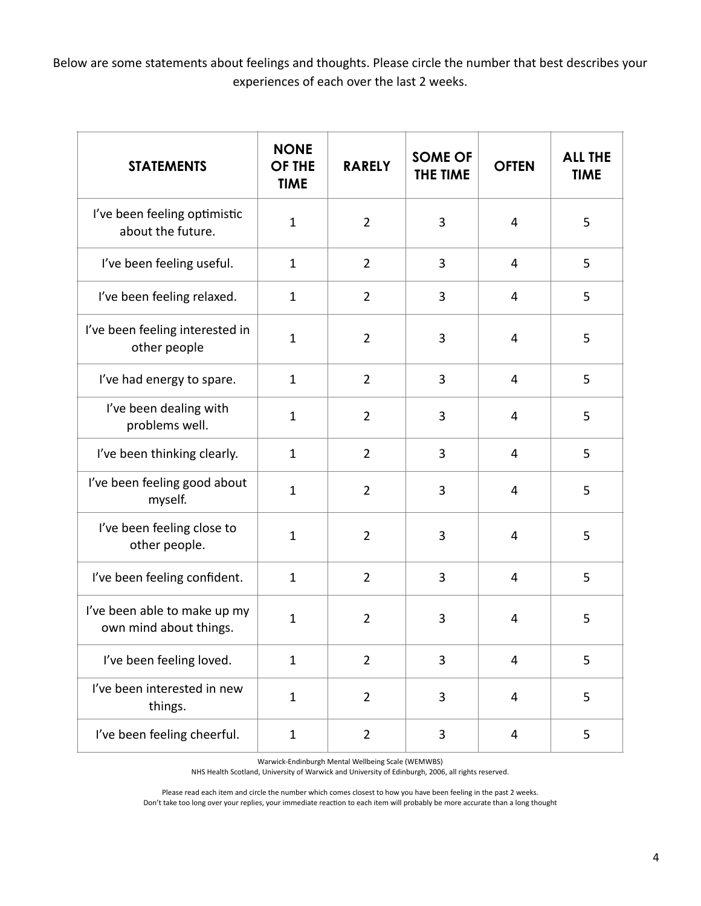Below are some statements about feelings and thoughts. Please circle the number that best describes your experiences of each over the last 2 weeks.

| **STATEMENTS** | **NONE OF THE TIME** | **RARELY** | **SOME OF THE TIME** | **OFTEN** | **ALL THE TIME** |
|---|---|---|---|---|---|
| I've been feeling optimistic about the future. | 1 | 2 | 3 | 4 | 5 |
| I've been feeling useful. | 1 | 2 | 3 | 4 | 5 |
| I've been feeling relaxed. | 1 | 2 | 3 | 4 | 5 |
| I've been feeling interested in other people | 1 | 2 | 3 | 4 | 5 |
| I've had energy to spare. | 1 | 2 | 3 | 4 | 5 |
| I've been dealing with problems well. | 1 | 2 | 3 | 4 | 5 |
| I've been thinking clearly. | 1 | 2 | 3 | 4 | 5 |
| I've been feeling good about myself. | 1 | 2 | 3 | 4 | 5 |
| I've been feeling close to other people. | 1 | 2 | 3 | 4 | 5 |
| I've been feeling confident. | 1 | 2 | 3 | 4 | 5 |
| I've been able to make up my own mind about things. | 1 | 2 | 3 | 4 | 5 |
| I've been feeling loved. | 1 | 2 | 3 | 4 | 5 |
| I've been interested in new things. | 1 | 2 | 3 | 4 | 5 |
| I've been feeling cheerful. | 1 | 2 | 3 | 4 | 5 |

Warwick-Edinburgh Mental Wellbeing Scale (WEMWBS)
NHS Health Scotland, University of Warwick and University of Edinburgh, 2006, all rights reserved.

Please read each item and circle the number which comes closest to how you have been feeling in the past 2 weeks.
Don't take too long over your replies, your immediate reaction to each item will probably be more accurate than a long thought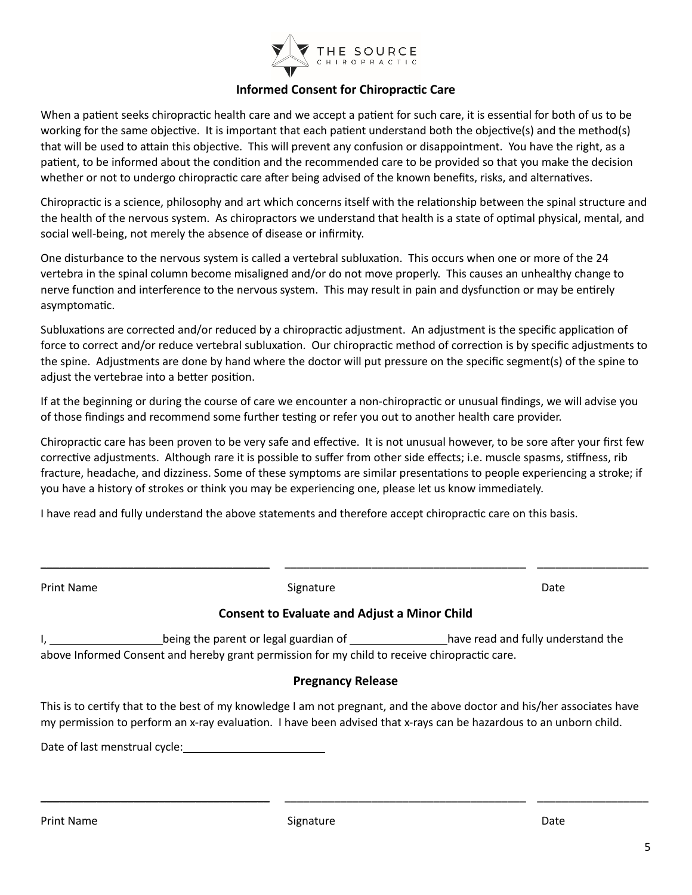THE SOURCE
CHIROPRACTIC

## Informed Consent for Chiropractic Care

When a patient seeks chiropractic health care and we accept a patient for such care, it is essential for both of us to be working for the same objective. It is important that each patient understand both the objective(s) and the method(s) that will be used to attain this objective. This will prevent any confusion or disappointment. You have the right, as a patient, to be informed about the condition and the recommended care to be provided so that you make the decision whether or not to undergo chiropractic care after being advised of the known benefits, risks, and alternatives.

Chiropractic is a science, philosophy and art which concerns itself with the relationship between the spinal structure and the health of the nervous system. As chiropractors we understand that health is a state of optimal physical, mental, and social well-being, not merely the absence of disease or infirmity.

One disturbance to the nervous system is called a vertebral subluxation. This occurs when one or more of the 24 vertebra in the spinal column become misaligned and/or do not move properly. This causes an unhealthy change to nerve function and interference to the nervous system. This may result in pain and dysfunction or may be entirely asymptomatic.

Subluxations are corrected and/or reduced by a chiropractic adjustment. An adjustment is the specific application of force to correct and/or reduce vertebral subluxation. Our chiropractic method of correction is by specific adjustments to the spine. Adjustments are done by hand where the doctor will put pressure on the specific segment(s) of the spine to adjust the vertebrae into a better position.

If at the beginning or during the course of care we encounter a non-chiropractic or unusual findings, we will advise you of those findings and recommend some further testing or refer you out to another health care provider.

Chiropractic care has been proven to be very safe and effective. It is not unusual however, to be sore after your first few corrective adjustments. Although rare it is possible to suffer from other side effects; i.e. muscle spasms, stiffness, rib fracture, headache, and dizziness. Some of these symptoms are similar presentations to people experiencing a stroke; if you have a history of strokes or think you may be experiencing one, please let us know immediately.

I have read and fully understand the above statements and therefore accept chiropractic care on this basis.

\_\_\_\_\_\_\_\_\_\_\_\_\_\_\_\_\_\_\_\_\_\_\_\_\_\_\_\_ \_\_\_\_\_\_\_\_\_\_\_\_\_\_\_\_\_\_\_\_\_\_\_\_\_\_\_\_ \_\_\_\_\_\_\_\_\_\_\_\_\_\_

Print Name Signature Date

### Consent to Evaluate and Adjust a Minor Child

I, \_\_\_\_\_\_\_\_\_\_\_\_\_\_\_\_ being the parent or legal guardian of \_\_\_\_\_\_\_\_\_\_\_\_\_\_ have read and fully understand the above Informed Consent and hereby grant permission for my child to receive chiropractic care.

### Pregnancy Release

This is to certify that to the best of my knowledge I am not pregnant, and the above doctor and his/her associates have my permission to perform an x-ray evaluation. I have been advised that x-rays can be hazardous to an unborn child.

Date of last menstrual cycle: \_\_\_\_\_\_\_\_\_\_\_\_\_\_\_\_\_\_\_\_

\_\_\_\_\_\_\_\_\_\_\_\_\_\_\_\_\_\_\_\_\_\_\_\_\_\_\_\_ \_\_\_\_\_\_\_\_\_\_\_\_\_\_\_\_\_\_\_\_\_\_\_\_\_\_\_\_ \_\_\_\_\_\_\_\_\_\_\_\_\_\_

Print Name Signature Date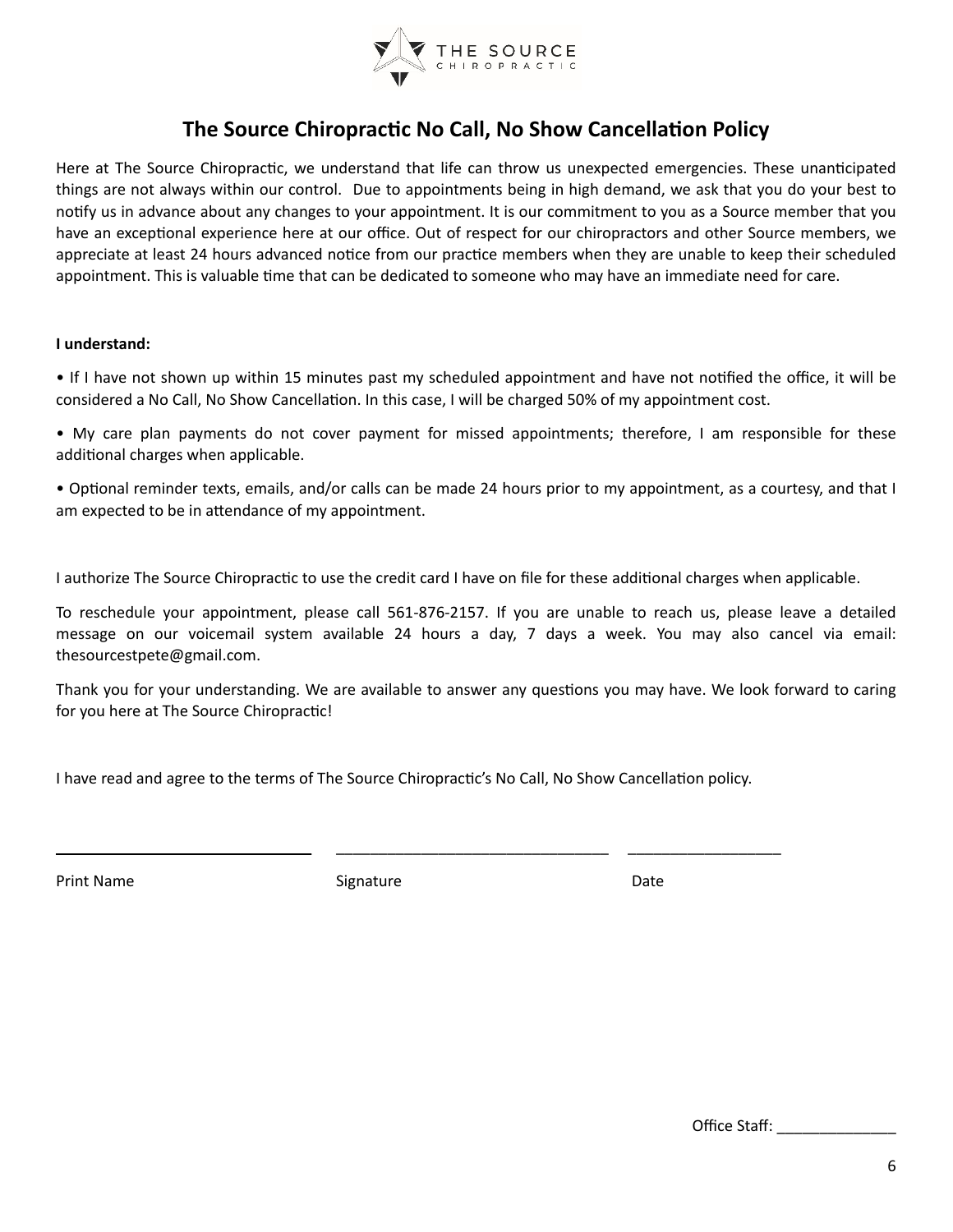THE SOURCE
CHIROPRACTIC

## The Source Chiropractic No Call, No Show Cancellation Policy

Here at The Source Chiropractic, we understand that life can throw us unexpected emergencies. These unanticipated things are not always within our control. Due to appointments being in high demand, we ask that you do your best to notify us in advance about any changes to your appointment. It is our commitment to you as a Source member that you have an exceptional experience here at our office. Out of respect for our chiropractors and other Source members, we appreciate at least 24 hours advanced notice from our practice members when they are unable to keep their scheduled appointment. This is valuable time that can be dedicated to someone who may have an immediate need for care.

**I understand:**

- If I have not shown up within 15 minutes past my scheduled appointment and have not notified the office, it will be considered a No Call, No Show Cancellation. In this case, I will be charged 50% of my appointment cost.
- My care plan payments do not cover payment for missed appointments; therefore, I am responsible for these additional charges when applicable.
- Optional reminder texts, emails, and/or calls can be made 24 hours prior to my appointment, as a courtesy, and that I am expected to be in attendance of my appointment.

I authorize The Source Chiropractic to use the credit card I have on file for these additional charges when applicable.

To reschedule your appointment, please call 561-876-2157. If you are unable to reach us, please leave a detailed message on our voicemail system available 24 hours a day, 7 days a week. You may also cancel via email: thesourcestpete@gmail.com.

Thank you for your understanding. We are available to answer any questions you may have. We look forward to caring for you here at The Source Chiropractic!

I have read and agree to the terms of The Source Chiropractic's No Call, No Show Cancellation policy.

______________________________ ________________________________ __________________

Print Name Signature Date

Office Staff: ______________